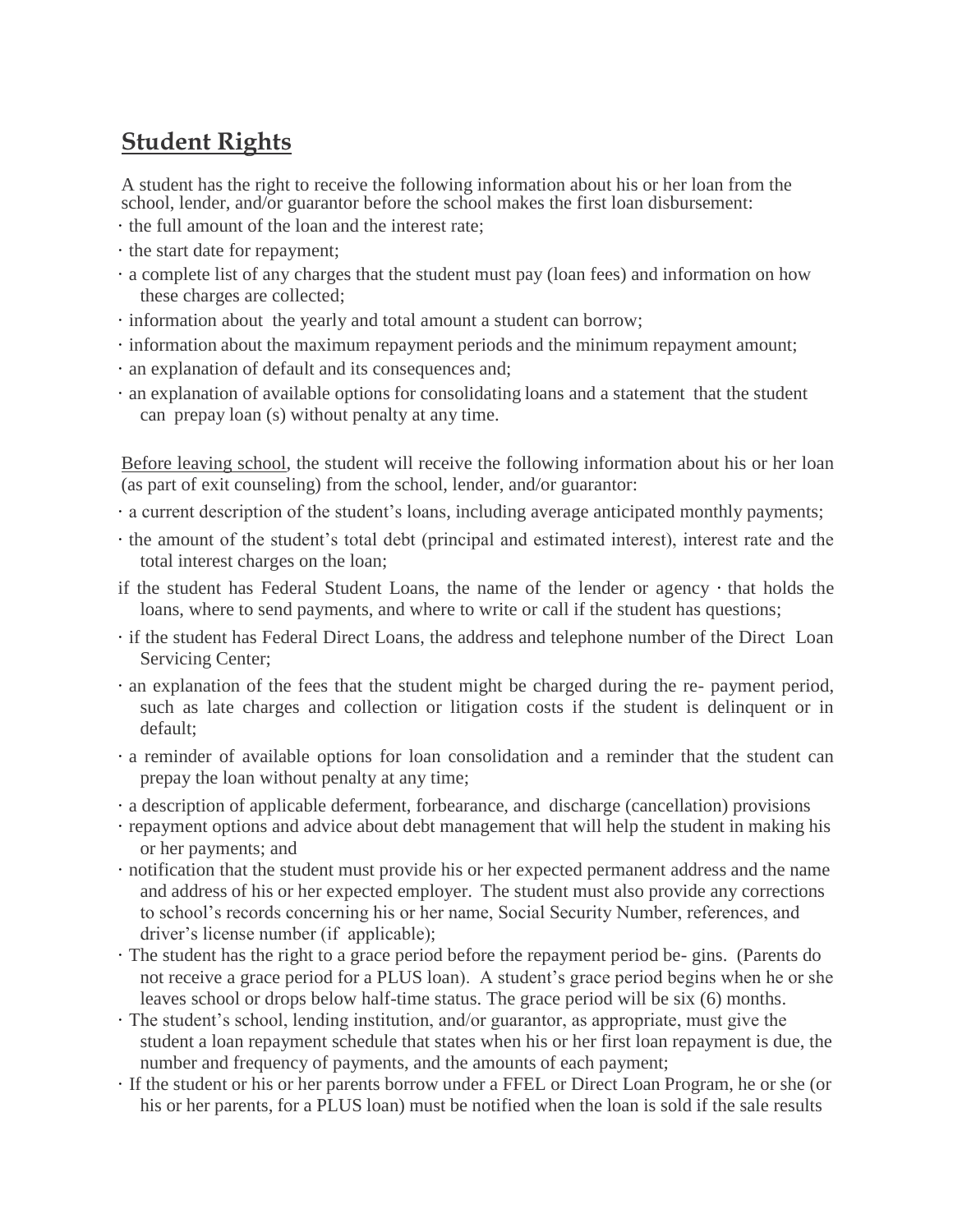## **Student Rights**

A student has the right to receive the following information about his or her loan from the school, lender, and/or guarantor before the school makes the first loan disbursement:

- the full amount of the loan and the interest rate;
- the start date for repayment;
- a complete list of any charges that the student must pay (loan fees) and information on how these charges are collected;
- information about the yearly and total amount a student can borrow;
- information about the maximum repayment periods and the minimum repayment amount;
- an explanation of default and its consequences and;
- an explanation of available options for consolidating loans and a statement that the student can prepay loan (s) without penalty at any time.

Before leaving school, the student will receive the following information about his or her loan (as part of exit counseling) from the school, lender, and/or guarantor:

- a current description of the student's loans, including average anticipated monthly payments;
- the amount of the student's total debt (principal and estimated interest), interest rate and the total interest charges on the loan;
- if the student has Federal Student Loans, the name of the lender or agency · that holds the loans, where to send payments, and where to write or call if the student has questions;
- if the student has Federal Direct Loans, the address and telephone number of the Direct Loan Servicing Center;
- an explanation of the fees that the student might be charged during the re- payment period, such as late charges and collection or litigation costs if the student is delinquent or in default;
- a reminder of available options for loan consolidation and a reminder that the student can prepay the loan without penalty at any time;
- a description of applicable deferment, forbearance, and discharge (cancellation) provisions
- repayment options and advice about debt management that will help the student in making his or her payments; and
- notification that the student must provide his or her expected permanent address and the name and address of his or her expected employer. The student must also provide any corrections to school's records concerning his or her name, Social Security Number, references, and driver's license number (if applicable);
- The student has the right to a grace period before the repayment period be- gins. (Parents do not receive a grace period for a PLUS loan). A student's grace period begins when he or she leaves school or drops below half-time status. The grace period will be six (6) months.
- The student's school, lending institution, and/or guarantor, as appropriate, must give the student a loan repayment schedule that states when his or her first loan repayment is due, the number and frequency of payments, and the amounts of each payment;
- If the student or his or her parents borrow under a FFEL or Direct Loan Program, he or she (or his or her parents, for a PLUS loan) must be notified when the loan is sold if the sale results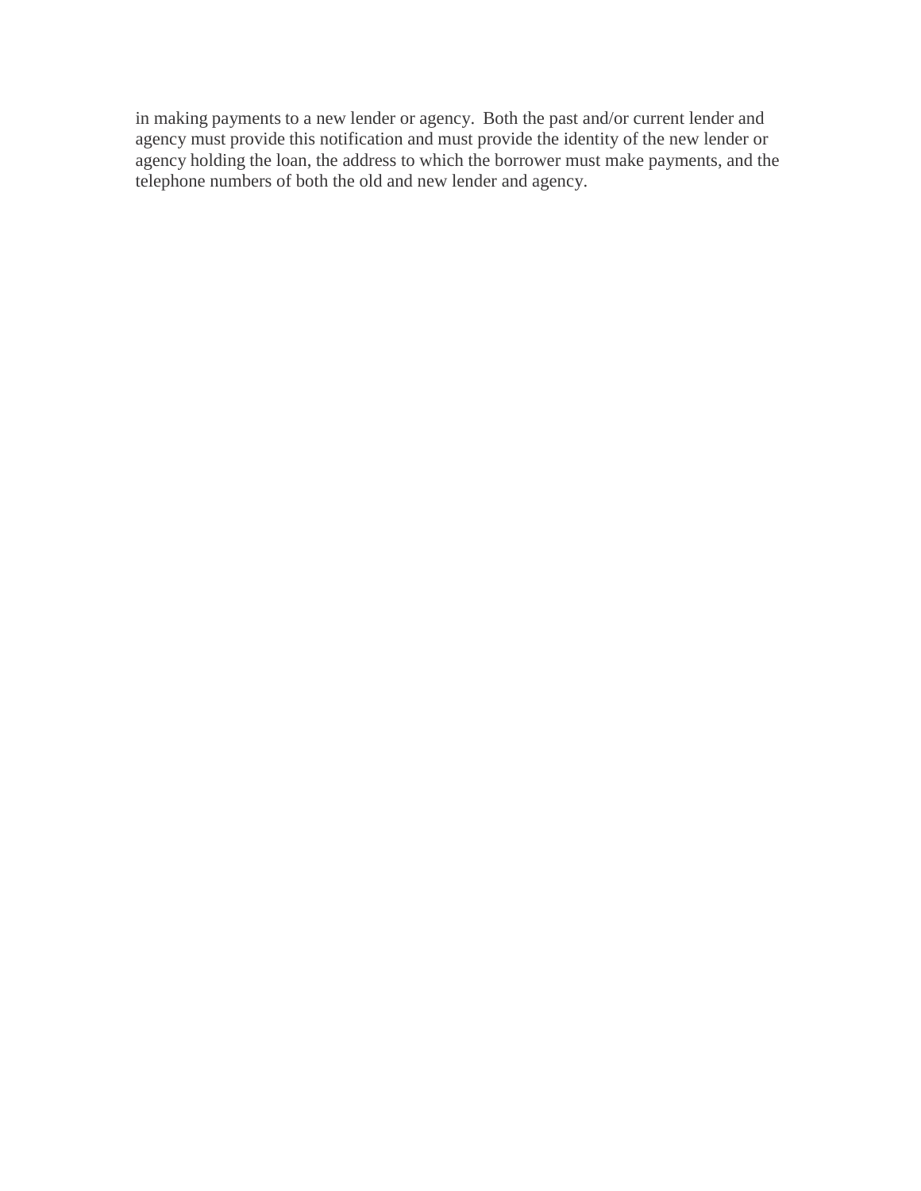in making payments to a new lender or agency. Both the past and/or current lender and agency must provide this notification and must provide the identity of the new lender or agency holding the loan, the address to which the borrower must make payments, and the telephone numbers of both the old and new lender and agency.